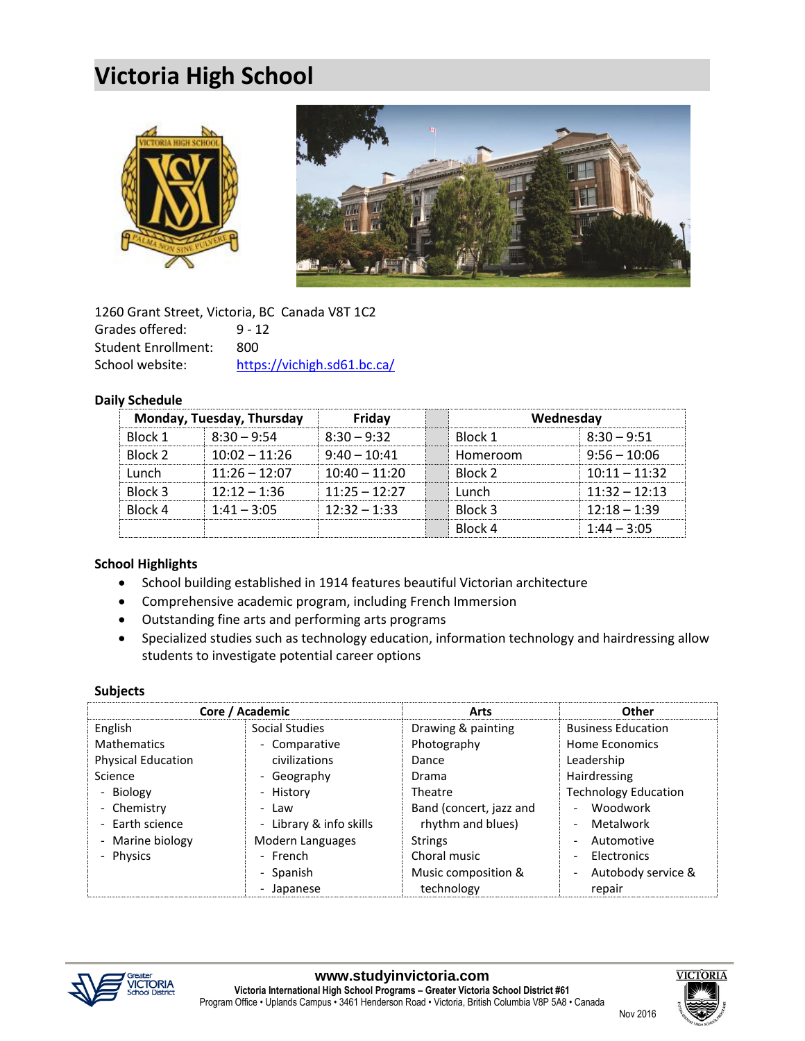# Victoria High School

1260 Grant Street, Victoria, BC Canada V8T 1C2

Grades offered: 9 - 12

Student Enrollment: 800

School website: https://vichigh.sd61.bc.ca/

### Daily Schedule

| Monday, Tuesday, Thursday | | Friday | Wednesday | |
|---|---|---|---|---|
| Block 1 | 8:30 – 9:54 | 8:30 – 9:32 | Block 1 | 8:30 – 9:51 |
| Block 2 | 10:02 – 11:26 | 9:40 – 10:41 | Homeroom | 9:56 – 10:06 |
| Lunch | 11:26 – 12:07 | 10:40 – 11:20 | Block 2 | 10:11 – 11:32 |
| Block 3 | 12:12 – 1:36 | 11:25 – 12:27 | Lunch | 11:32 – 12:13 |
| Block 4 | 1:41 – 3:05 | 12:32 – 1:33 | Block 3 | 12:18 – 1:39 |
| | | | Block 4 | 1:44 – 3:05 |

### School Highlights

- School building established in 1914 features beautiful Victorian architecture
- Comprehensive academic program, including French Immersion
- Outstanding fine arts and performing arts programs
- Specialized studies such as technology education, information technology and hairdressing allow students to investigate potential career options

### Subjects

| Core / Academic | | Arts | Other |
|---|---|---|---|
| English | Social Studies | Drawing & painting | Business Education |
| Mathematics | - Comparative civilizations | Photography | Home Economics |
| Physical Education | - Geography | Dance | Leadership |
| Science | - History | Drama | Hairdressing |
| - Biology | - Law | Theatre | Technology Education |
| - Chemistry | - Library & info skills | Band (concert, jazz and rhythm and blues) | - Woodwork |
| - Earth science | Modern Languages | Strings | - Metalwork |
| - Marine biology | - French | Choral music | - Automotive |
| - Physics | - Spanish | Music composition & technology | - Electronics |
| | - Japanese | | - Autobody service & repair |

www.studyinvictoria.com
Victoria International High School Programs – Greater Victoria School District #61
Program Office • Uplands Campus • 3461 Henderson Road • Victoria, British Columbia V8P 5A8 • Canada

Nov 2016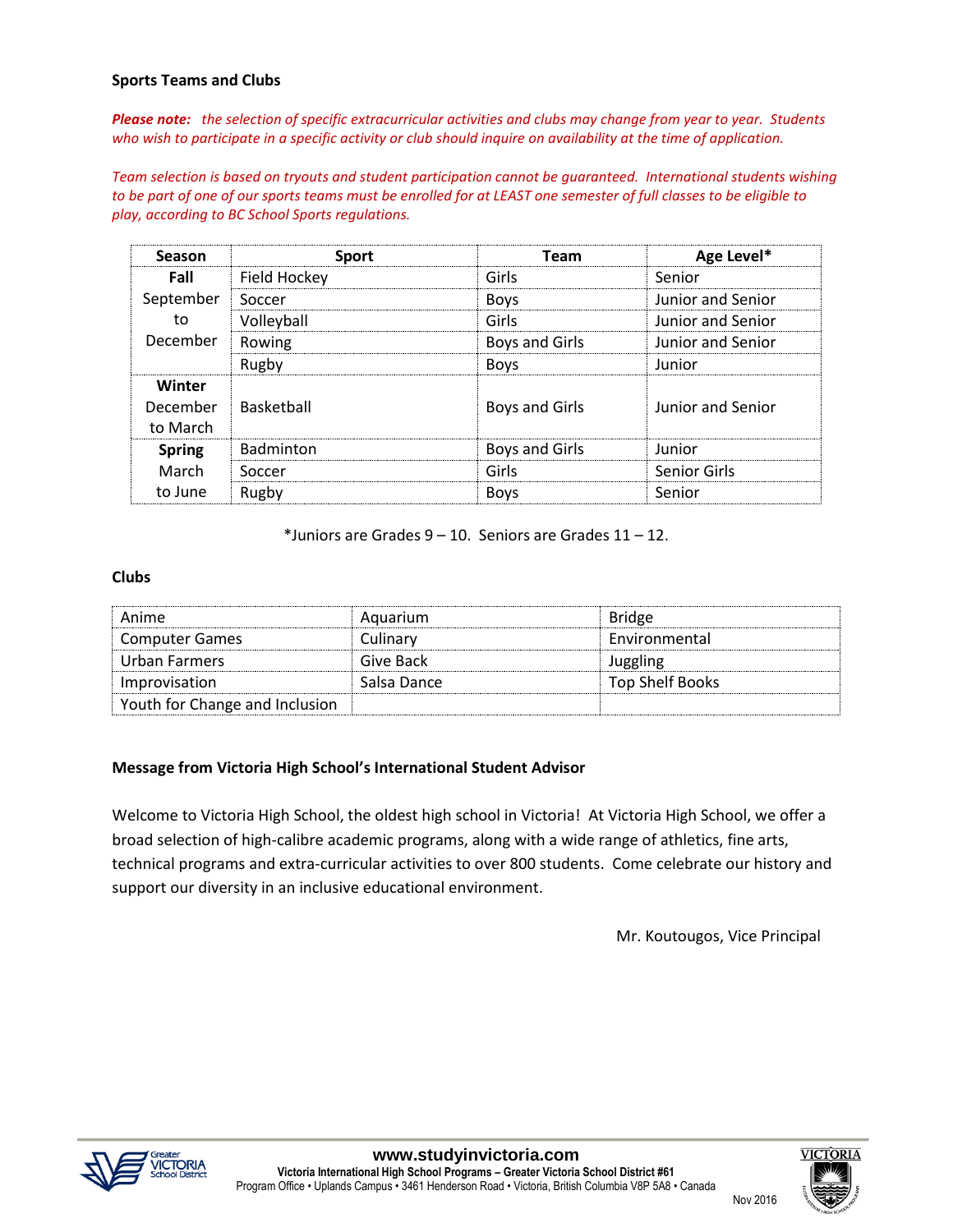**Sports Teams and Clubs**

***Please note:** the selection of specific extracurricular activities and clubs may change from year to year. Students who wish to participate in a specific activity or club should inquire on availability at the time of application.*

*Team selection is based on tryouts and student participation cannot be guaranteed. International students wishing to be part of one of our sports teams must be enrolled for at LEAST one semester of full classes to be eligible to play, according to BC School Sports regulations.*

| Season | Sport | Team | Age Level* |
|---|---|---|---|
| **Fall** September to December | Field Hockey | Girls | Senior |
| | Soccer | Boys | Junior and Senior |
| | Volleyball | Girls | Junior and Senior |
| | Rowing | Boys and Girls | Junior and Senior |
| | Rugby | Boys | Junior |
| **Winter** December to March | Basketball | Boys and Girls | Junior and Senior |
| **Spring** March to June | Badminton | Boys and Girls | Junior |
| | Soccer | Girls | Senior Girls |
| | Rugby | Boys | Senior |

*Juniors are Grades 9 – 10. Seniors are Grades 11 – 12.

**Clubs**

| | | |
|---|---|---|
| Anime | Aquarium | Bridge |
| Computer Games | Culinary | Environmental |
| Urban Farmers | Give Back | Juggling |
| Improvisation | Salsa Dance | Top Shelf Books |
| Youth for Change and Inclusion | | |

**Message from Victoria High School's International Student Advisor**

Welcome to Victoria High School, the oldest high school in Victoria! At Victoria High School, we offer a broad selection of high-calibre academic programs, along with a wide range of athletics, fine arts, technical programs and extra-curricular activities to over 800 students. Come celebrate our history and support our diversity in an inclusive educational environment.

Mr. Koutougos, Vice Principal